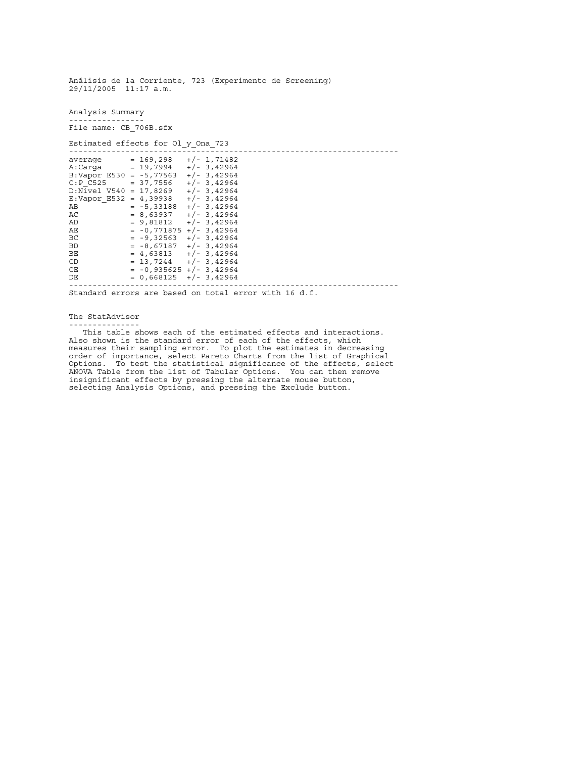Análisis de la Corriente, 723 (Experimento de Screening)
29/11/2005 11:17 a.m.

## Analysis Summary

File name: CB_706B.sfx

Estimated effects for Ol_y_Ona_723

| Effect | Estimate | Std. Error |
|---|---|---|
| average | = 169,298 | +/- 1,71482 |
| A:Carga | = 19,7994 | +/- 3,42964 |
| B:Vapor E530 | = -5,77563 | +/- 3,42964 |
| C:P_C525 | = 37,7556 | +/- 3,42964 |
| D:Nivel V540 | = 17,8269 | +/- 3,42964 |
| E:Vapor_E532 | = 4,39938 | +/- 3,42964 |
| AB | = -5,33188 | +/- 3,42964 |
| AC | = 8,63937 | +/- 3,42964 |
| AD | = 9,81812 | +/- 3,42964 |
| AE | = -0,771875 | +/- 3,42964 |
| BC | = -9,32563 | +/- 3,42964 |
| BD | = -8,67187 | +/- 3,42964 |
| BE | = 4,63813 | +/- 3,42964 |
| CD | = 13,7244 | +/- 3,42964 |
| CE | = -0,935625 | +/- 3,42964 |
| DE | = 0,668125 | +/- 3,42964 |

Standard errors are based on total error with 16 d.f.

## The StatAdvisor

This table shows each of the estimated effects and interactions. Also shown is the standard error of each of the effects, which measures their sampling error. To plot the estimates in decreasing order of importance, select Pareto Charts from the list of Graphical Options. To test the statistical significance of the effects, select ANOVA Table from the list of Tabular Options. You can then remove insignificant effects by pressing the alternate mouse button, selecting Analysis Options, and pressing the Exclude button.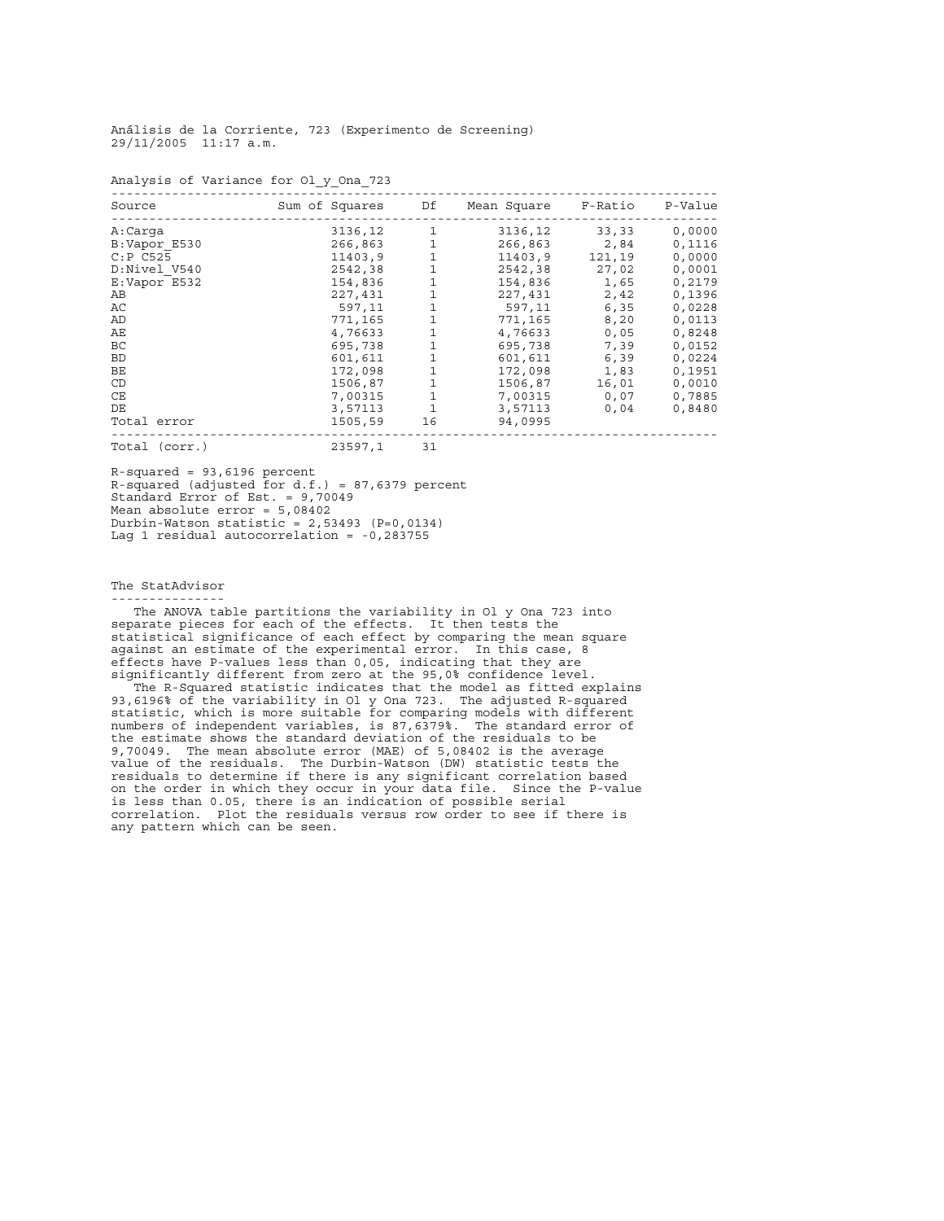Análisis de la Corriente, 723 (Experimento de Screening)
29/11/2005 11:17 a.m.

Analysis of Variance for Ol_y_Ona_723

| Source | Sum of Squares | Df | Mean Square | F-Ratio | P-Value |
|---|---|---|---|---|---|
| A:Carga | 3136,12 | 1 | 3136,12 | 33,33 | 0,0000 |
| B:Vapor_E530 | 266,863 | 1 | 266,863 | 2,84 | 0,1116 |
| C:P C525 | 11403,9 | 1 | 11403,9 | 121,19 | 0,0000 |
| D:Nivel_V540 | 2542,38 | 1 | 2542,38 | 27,02 | 0,0001 |
| E:Vapor E532 | 154,836 | 1 | 154,836 | 1,65 | 0,2179 |
| AB | 227,431 | 1 | 227,431 | 2,42 | 0,1396 |
| AC | 597,11 | 1 | 597,11 | 6,35 | 0,0228 |
| AD | 771,165 | 1 | 771,165 | 8,20 | 0,0113 |
| AE | 4,76633 | 1 | 4,76633 | 0,05 | 0,8248 |
| BC | 695,738 | 1 | 695,738 | 7,39 | 0,0152 |
| BD | 601,611 | 1 | 601,611 | 6,39 | 0,0224 |
| BE | 172,098 | 1 | 172,098 | 1,83 | 0,1951 |
| CD | 1506,87 | 1 | 1506,87 | 16,01 | 0,0010 |
| CE | 7,00315 | 1 | 7,00315 | 0,07 | 0,7885 |
| DE | 3,57113 | 1 | 3,57113 | 0,04 | 0,8480 |
| Total error | 1505,59 | 16 | 94,0995 | | |
| Total (corr.) | 23597,1 | 31 | | | |

R-squared = 93,6196 percent
R-squared (adjusted for d.f.) = 87,6379 percent
Standard Error of Est. = 9,70049
Mean absolute error = 5,08402
Durbin-Watson statistic = 2,53493 (P=0,0134)
Lag 1 residual autocorrelation = -0,283755

The StatAdvisor

The ANOVA table partitions the variability in Ol y Ona 723 into separate pieces for each of the effects. It then tests the statistical significance of each effect by comparing the mean square against an estimate of the experimental error. In this case, 8 effects have P-values less than 0,05, indicating that they are significantly different from zero at the 95,0% confidence level.

The R-Squared statistic indicates that the model as fitted explains 93,6196% of the variability in Ol y Ona 723. The adjusted R-squared statistic, which is more suitable for comparing models with different numbers of independent variables, is 87,6379%. The standard error of the estimate shows the standard deviation of the residuals to be 9,70049. The mean absolute error (MAE) of 5,08402 is the average value of the residuals. The Durbin-Watson (DW) statistic tests the residuals to determine if there is any significant correlation based on the order in which they occur in your data file. Since the P-value is less than 0.05, there is an indication of possible serial correlation. Plot the residuals versus row order to see if there is any pattern which can be seen.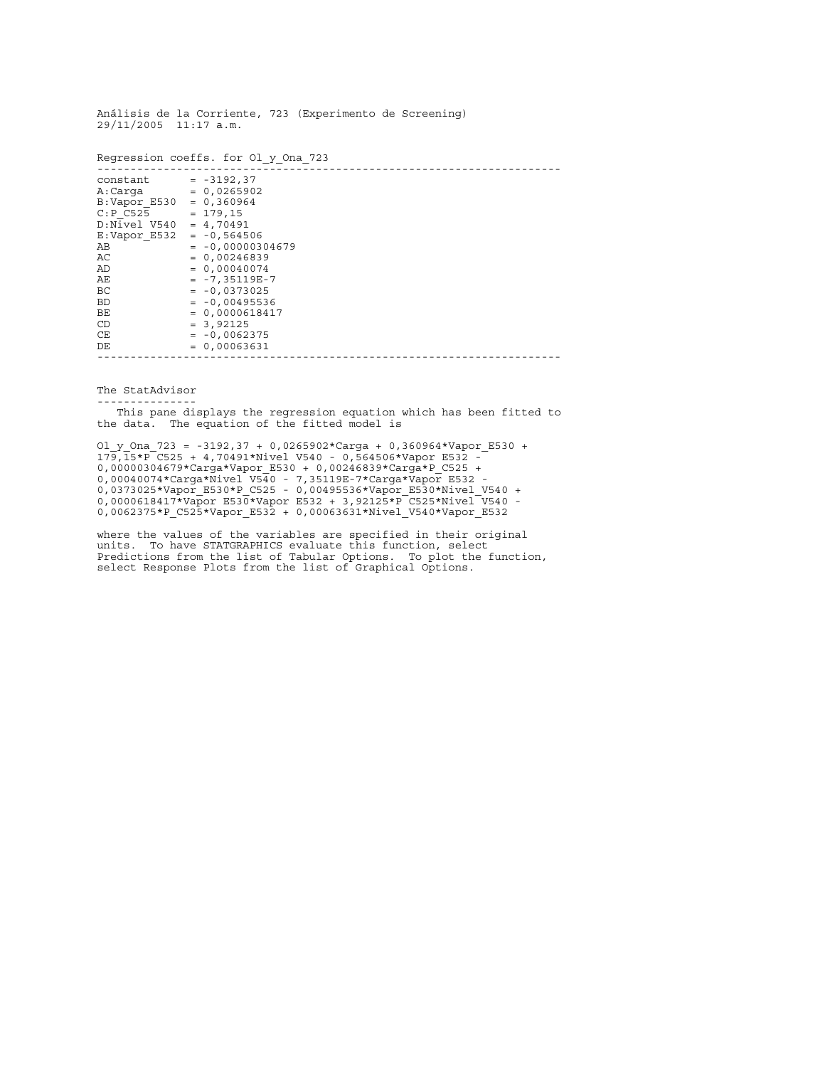Análisis de la Corriente, 723 (Experimento de Screening)
29/11/2005 11:17 a.m.

Regression coeffs. for Ol_y_Ona_723

```
----------------------------------------------------------------------
constant      = -3192,37
A:Carga       = 0,0265902
B:Vapor_E530  = 0,360964
C:P_C525      = 179,15
D:Nivel V540  = 4,70491
E:Vapor_E532  = -0,564506
AB            = -0,00000304679
AC            = 0,00246839
AD            = 0,00040074
AE            = -7,35119E-7
BC            = -0,0373025
BD            = -0,00495536
BE            = 0,0000618417
CD            = 3,92125
CE            = -0,0062375
DE            = 0,00063631
----------------------------------------------------------------------
```

The StatAdvisor

---------------

This pane displays the regression equation which has been fitted to the data. The equation of the fitted model is

```
Ol_y_Ona_723 = -3192,37 + 0,0265902*Carga + 0,360964*Vapor_E530 +
179,15*P_C525 + 4,70491*Nivel_V540 - 0,564506*Vapor_E532 -
0,00000304679*Carga*Vapor_E530 + 0,00246839*Carga*P_C525 +
0,00040074*Carga*Nivel_V540 - 7,35119E-7*Carga*Vapor_E532 -
0,0373025*Vapor_E530*P_C525 - 0,00495536*Vapor_E530*Nivel_V540 +
0,0000618417*Vapor_E530*Vapor_E532 + 3,92125*P_C525*Nivel_V540 -
0,0062375*P_C525*Vapor_E532 + 0,00063631*Nivel_V540*Vapor_E532
```

where the values of the variables are specified in their original units. To have STATGRAPHICS evaluate this function, select Predictions from the list of Tabular Options. To plot the function, select Response Plots from the list of Graphical Options.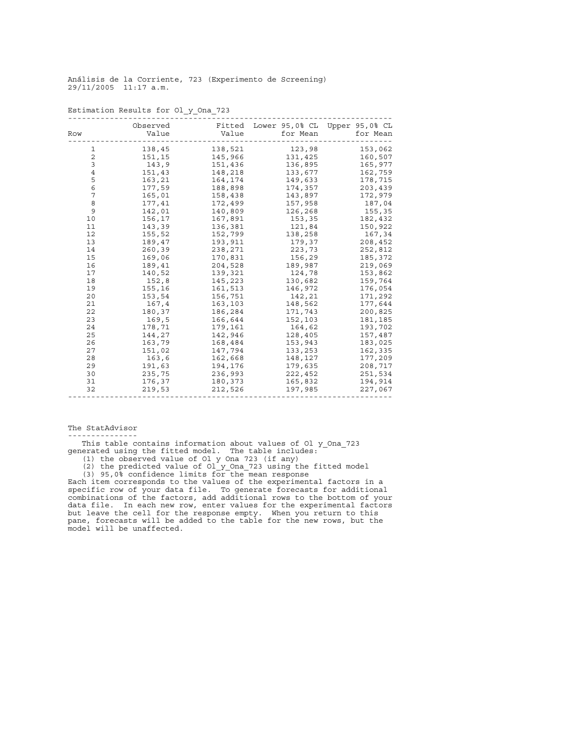Análisis de la Corriente, 723 (Experimento de Screening)
29/11/2005 11:17 a.m.

Estimation Results for Ol_y_Ona_723

| Row | Observed Value | Fitted Value | Lower 95,0% CL for Mean | Upper 95,0% CL for Mean |
|---|---|---|---|---|
| 1 | 138,45 | 138,521 | 123,98 | 153,062 |
| 2 | 151,15 | 145,966 | 131,425 | 160,507 |
| 3 | 143,9 | 151,436 | 136,895 | 165,977 |
| 4 | 151,43 | 148,218 | 133,677 | 162,759 |
| 5 | 163,21 | 164,174 | 149,633 | 178,715 |
| 6 | 177,59 | 188,898 | 174,357 | 203,439 |
| 7 | 165,01 | 158,438 | 143,897 | 172,979 |
| 8 | 177,41 | 172,499 | 157,958 | 187,04 |
| 9 | 142,01 | 140,809 | 126,268 | 155,35 |
| 10 | 156,17 | 167,891 | 153,35 | 182,432 |
| 11 | 143,39 | 136,381 | 121,84 | 150,922 |
| 12 | 155,52 | 152,799 | 138,258 | 167,34 |
| 13 | 189,47 | 193,911 | 179,37 | 208,452 |
| 14 | 260,39 | 238,271 | 223,73 | 252,812 |
| 15 | 169,06 | 170,831 | 156,29 | 185,372 |
| 16 | 189,41 | 204,528 | 189,987 | 219,069 |
| 17 | 140,52 | 139,321 | 124,78 | 153,862 |
| 18 | 152,8 | 145,223 | 130,682 | 159,764 |
| 19 | 155,16 | 161,513 | 146,972 | 176,054 |
| 20 | 153,54 | 156,751 | 142,21 | 171,292 |
| 21 | 167,4 | 163,103 | 148,562 | 177,644 |
| 22 | 180,37 | 186,284 | 171,743 | 200,825 |
| 23 | 169,5 | 166,644 | 152,103 | 181,185 |
| 24 | 178,71 | 179,161 | 164,62 | 193,702 |
| 25 | 144,27 | 142,946 | 128,405 | 157,487 |
| 26 | 163,79 | 168,484 | 153,943 | 183,025 |
| 27 | 151,02 | 147,794 | 133,253 | 162,335 |
| 28 | 163,6 | 162,668 | 148,127 | 177,209 |
| 29 | 191,63 | 194,176 | 179,635 | 208,717 |
| 30 | 235,75 | 236,993 | 222,452 | 251,534 |
| 31 | 176,37 | 180,373 | 165,832 | 194,914 |
| 32 | 219,53 | 212,526 | 197,985 | 227,067 |

The StatAdvisor

This table contains information about values of Ol_y_Ona_723 generated using the fitted model. The table includes:

(1) the observed value of Ol_y_Ona_723 (if any)

(2) the predicted value of Ol_y_Ona_723 using the fitted model

(3) 95,0% confidence limits for the mean response

Each item corresponds to the values of the experimental factors in a specific row of your data file. To generate forecasts for additional combinations of the factors, add additional rows to the bottom of your data file. In each new row, enter values for the experimental factors but leave the cell for the response empty. When you return to this pane, forecasts will be added to the table for the new rows, but the model will be unaffected.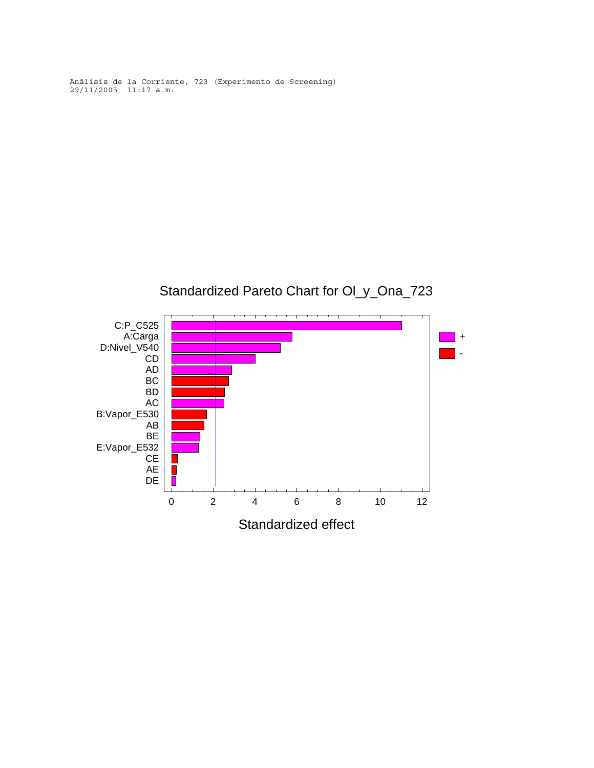Análisis de la Corriente, 723 (Experimento de Screening)
29/11/2005 11:17 a.m.

Standardized Pareto Chart for Ol_y_Ona_723

| Effect | Sign |
| --- | --- |
| C:P_C525 | + |
| A:Carga | + |
| D:Nivel_V540 | + |
| CD | + |
| AD | + |
| BC | - |
| BD | - |
| AC | + |
| B:Vapor_E530 | - |
| AB | - |
| BE | + |
| E:Vapor_E532 | + |
| CE | - |
| AE | - |
| DE | + |

Standardized effect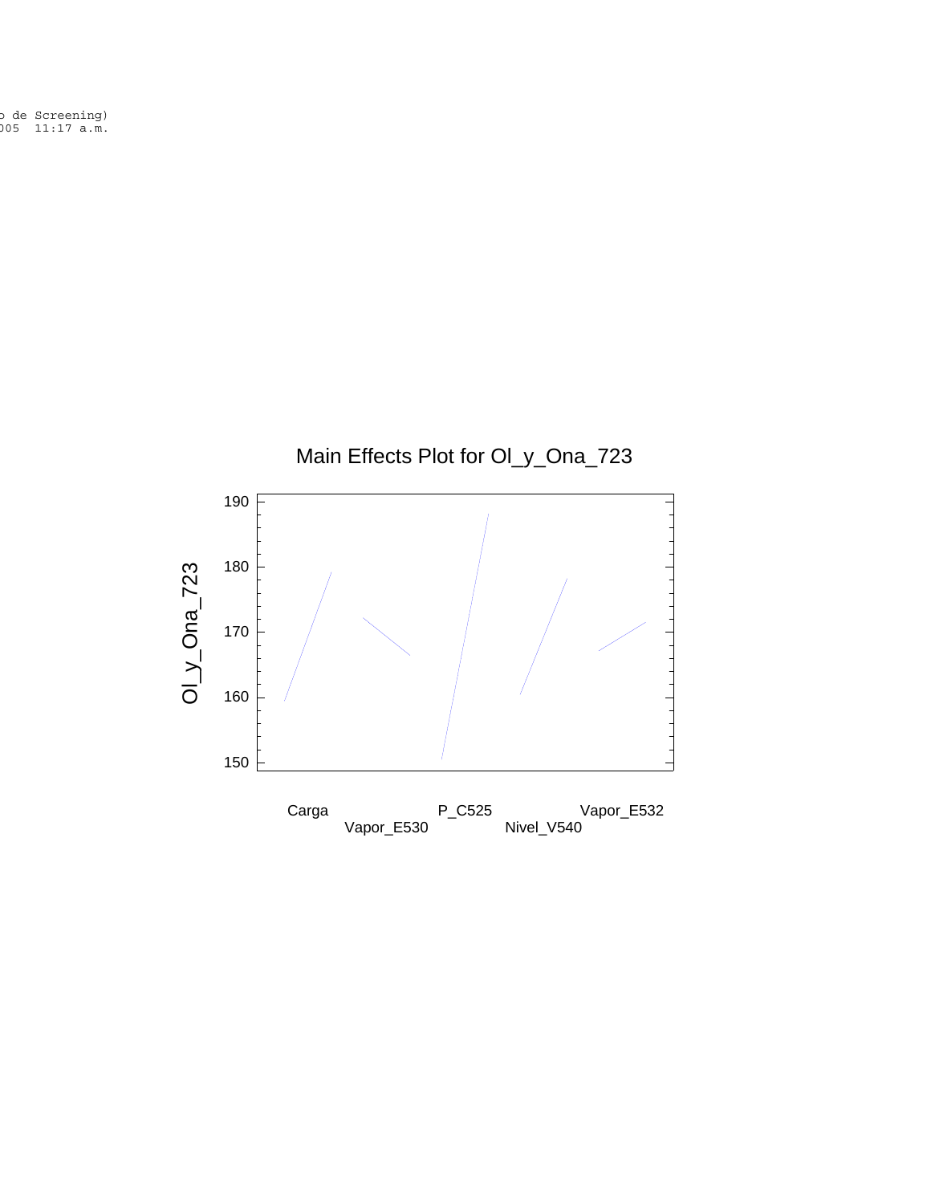o de Screening)
005  11:17 a.m.

Main Effects Plot for Ol_y_Ona_723

Ol_y_Ona_723

190
180
170
160
150

Carga
Vapor_E530
P_C525
Nivel_V540
Vapor_E532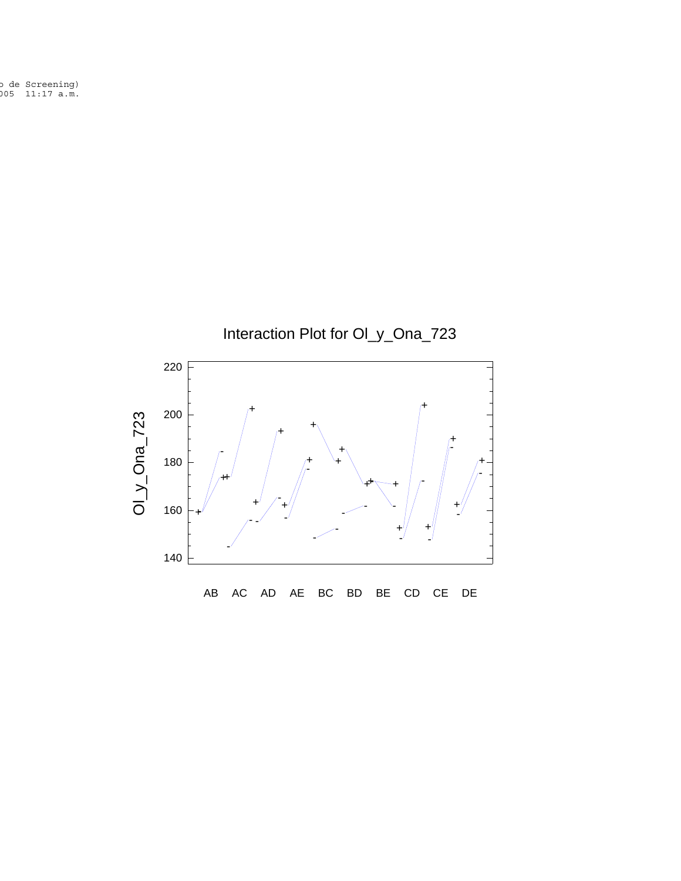o de Screening)
005 11:17 a.m.

Interaction Plot for Ol_y_Ona_723

Ol_y_Ona_723

220
200
180
160
140

AB AC AD AE BC BD BE CD CE DE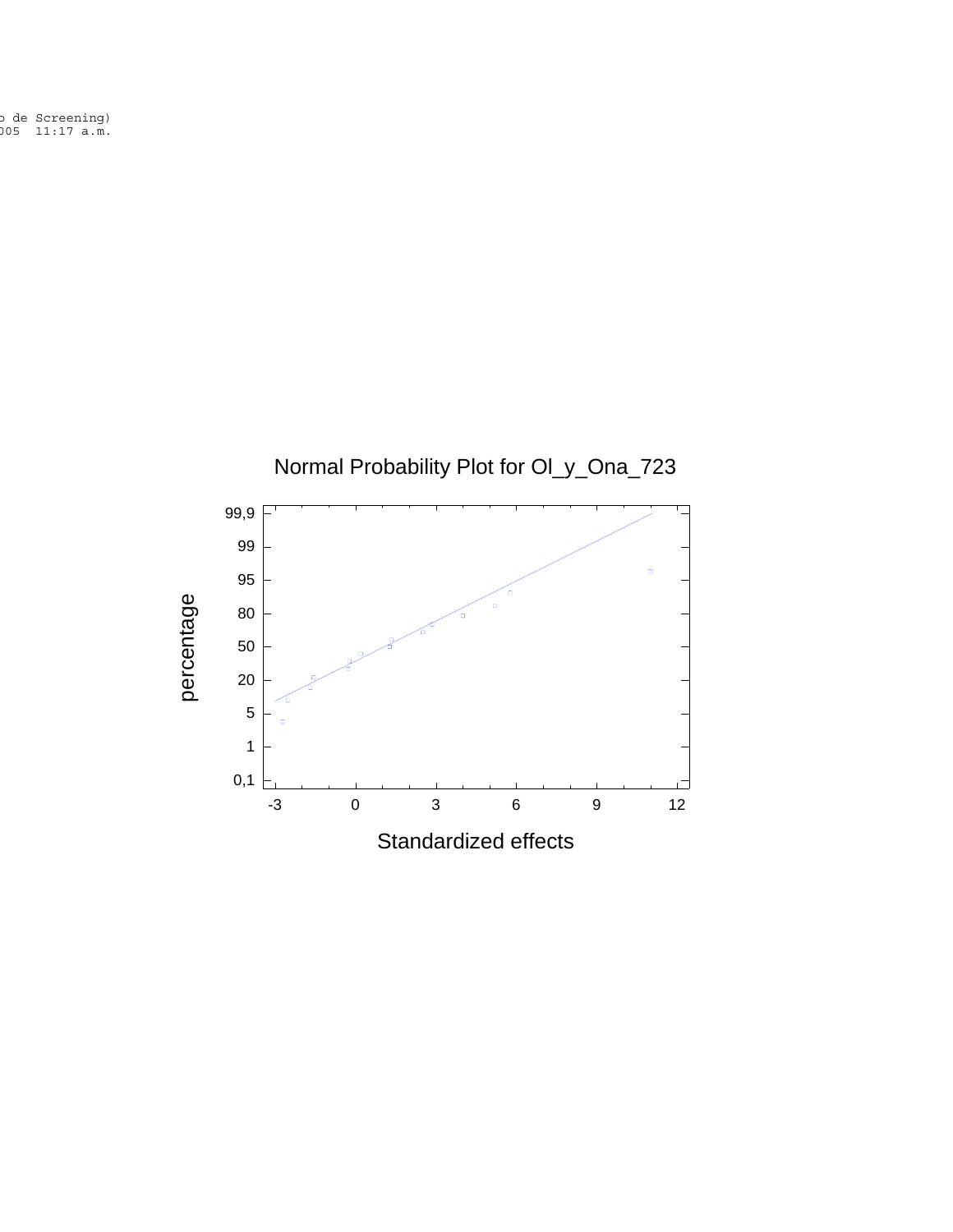o de Screening)
005  11:17 a.m.

Normal Probability Plot for Ol_y_Ona_723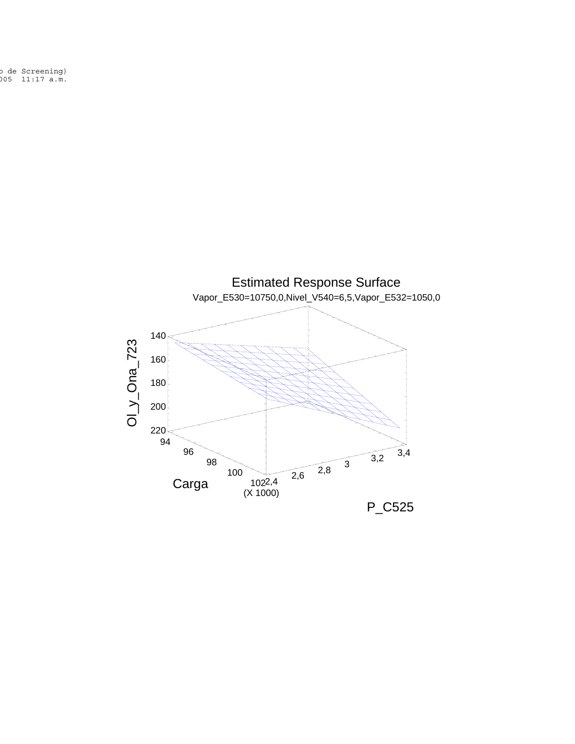o de Screening)
005  11:17 a.m.

Estimated Response Surface

Vapor_E530=10750,0,Nivel_V540=6,5,Vapor_E532=1050,0

Ol_y_Ona_723

140
160
180
200
220

Carga

94
96
98
100
102
(X 1000)

P_C525

2,4
2,6
2,8
3
3,2
3,4